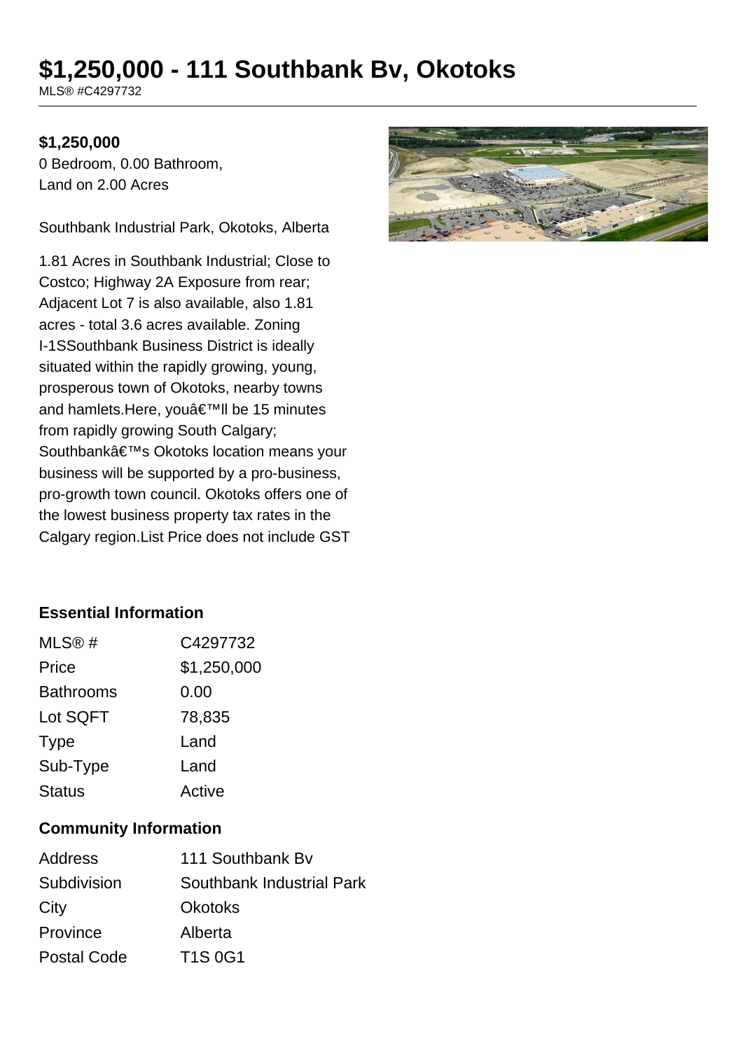# $1,250,000 - 111 Southbank Bv, Okotoks

MLS® #C4297732

**$1,250,000**

0 Bedroom, 0.00 Bathroom,
Land on 2.00 Acres

Southbank Industrial Park, Okotoks, Alberta

1.81 Acres in Southbank Industrial; Close to Costco; Highway 2A Exposure from rear; Adjacent Lot 7 is also available, also 1.81 acres - total 3.6 acres available. Zoning I-1SSouthbank Business District is ideally situated within the rapidly growing, young, prosperous town of Okotoks, nearby towns and hamlets.Here, youâ€™ll be 15 minutes from rapidly growing South Calgary; Southbankâ€™s Okotoks location means your business will be supported by a pro-business, pro-growth town council. Okotoks offers one of the lowest business property tax rates in the Calgary region.List Price does not include GST

### Essential Information

| | |
|---|---|
| MLS® # | C4297732 |
| Price | $1,250,000 |
| Bathrooms | 0.00 |
| Lot SQFT | 78,835 |
| Type | Land |
| Sub-Type | Land |
| Status | Active |

### Community Information

| | |
|---|---|
| Address | 111 Southbank Bv |
| Subdivision | Southbank Industrial Park |
| City | Okotoks |
| Province | Alberta |
| Postal Code | T1S 0G1 |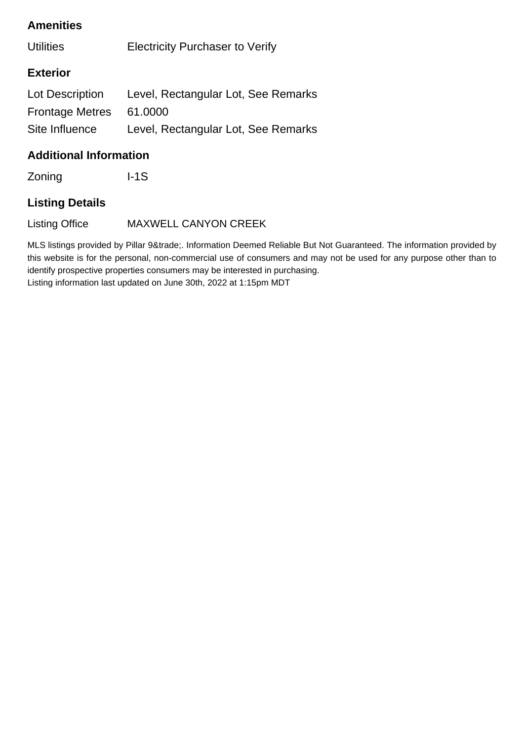## Amenities

| | |
|---|---|
| Utilities | Electricity Purchaser to Verify |

## Exterior

| | |
|---|---|
| Lot Description | Level, Rectangular Lot, See Remarks |
| Frontage Metres | 61.0000 |
| Site Influence | Level, Rectangular Lot, See Remarks |

## Additional Information

| | |
|---|---|
| Zoning | I-1S |

## Listing Details

| | |
|---|---|
| Listing Office | MAXWELL CANYON CREEK |

MLS listings provided by Pillar 9&trade;. Information Deemed Reliable But Not Guaranteed. The information provided by this website is for the personal, non-commercial use of consumers and may not be used for any purpose other than to identify prospective properties consumers may be interested in purchasing.
Listing information last updated on June 30th, 2022 at 1:15pm MDT